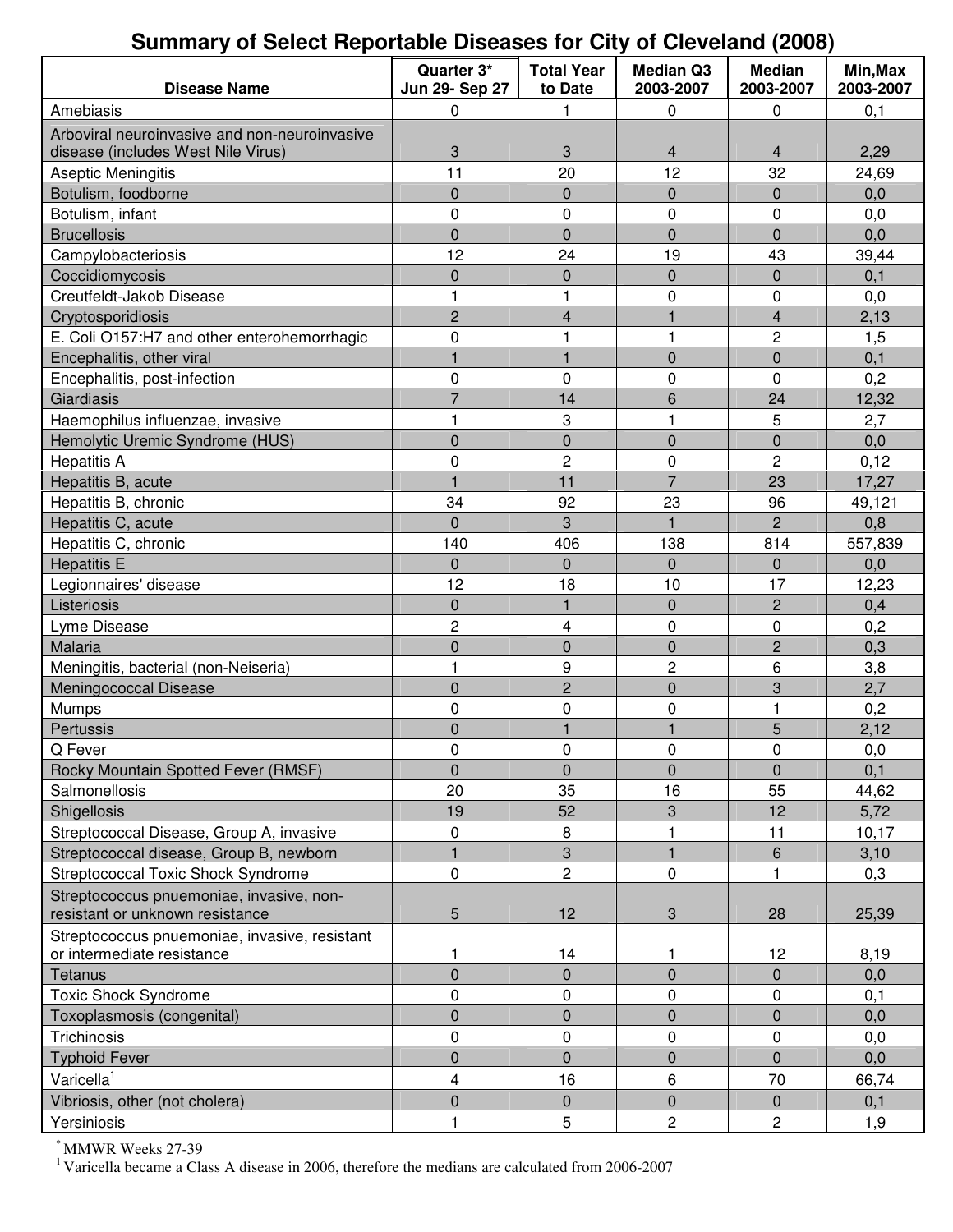# Summary of Select Reportable Diseases for City of Cleveland (2008)

| Disease Name | Quarter 3* Jun 29- Sep 27 | Total Year to Date | Median Q3 2003-2007 | Median 2003-2007 | Min,Max 2003-2007 |
|---|---|---|---|---|---|
| Amebiasis | 0 | 1 | 0 | 0 | 0,1 |
| Arboviral neuroinvasive and non-neuroinvasive disease (includes West Nile Virus) | 3 | 3 | 4 | 4 | 2,29 |
| Aseptic Meningitis | 11 | 20 | 12 | 32 | 24,69 |
| Botulism, foodborne | 0 | 0 | 0 | 0 | 0,0 |
| Botulism, infant | 0 | 0 | 0 | 0 | 0,0 |
| Brucellosis | 0 | 0 | 0 | 0 | 0,0 |
| Campylobacteriosis | 12 | 24 | 19 | 43 | 39,44 |
| Coccidiomycosis | 0 | 0 | 0 | 0 | 0,1 |
| Creutfeldt-Jakob Disease | 1 | 1 | 0 | 0 | 0,0 |
| Cryptosporidiosis | 2 | 4 | 1 | 4 | 2,13 |
| E. Coli O157:H7 and other enterohemorrhagic | 0 | 1 | 1 | 2 | 1,5 |
| Encephalitis, other viral | 1 | 1 | 0 | 0 | 0,1 |
| Encephalitis, post-infection | 0 | 0 | 0 | 0 | 0,2 |
| Giardiasis | 7 | 14 | 6 | 24 | 12,32 |
| Haemophilus influenzae, invasive | 1 | 3 | 1 | 5 | 2,7 |
| Hemolytic Uremic Syndrome (HUS) | 0 | 0 | 0 | 0 | 0,0 |
| Hepatitis A | 0 | 2 | 0 | 2 | 0,12 |
| Hepatitis B, acute | 1 | 11 | 7 | 23 | 17,27 |
| Hepatitis B, chronic | 34 | 92 | 23 | 96 | 49,121 |
| Hepatitis C, acute | 0 | 3 | 1 | 2 | 0,8 |
| Hepatitis C, chronic | 140 | 406 | 138 | 814 | 557,839 |
| Hepatitis E | 0 | 0 | 0 | 0 | 0,0 |
| Legionnaires' disease | 12 | 18 | 10 | 17 | 12,23 |
| Listeriosis | 0 | 1 | 0 | 2 | 0,4 |
| Lyme Disease | 2 | 4 | 0 | 0 | 0,2 |
| Malaria | 0 | 0 | 0 | 2 | 0,3 |
| Meningitis, bacterial (non-Neiseria) | 1 | 9 | 2 | 6 | 3,8 |
| Meningococcal Disease | 0 | 2 | 0 | 3 | 2,7 |
| Mumps | 0 | 0 | 0 | 1 | 0,2 |
| Pertussis | 0 | 1 | 1 | 5 | 2,12 |
| Q Fever | 0 | 0 | 0 | 0 | 0,0 |
| Rocky Mountain Spotted Fever (RMSF) | 0 | 0 | 0 | 0 | 0,1 |
| Salmonellosis | 20 | 35 | 16 | 55 | 44,62 |
| Shigellosis | 19 | 52 | 3 | 12 | 5,72 |
| Streptococcal Disease, Group A, invasive | 0 | 8 | 1 | 11 | 10,17 |
| Streptococcal disease, Group B, newborn | 1 | 3 | 1 | 6 | 3,10 |
| Streptococcal Toxic Shock Syndrome | 0 | 2 | 0 | 1 | 0,3 |
| Streptococcus pnuemoniae, invasive, non-resistant or unknown resistance | 5 | 12 | 3 | 28 | 25,39 |
| Streptococcus pnuemoniae, invasive, resistant or intermediate resistance | 1 | 14 | 1 | 12 | 8,19 |
| Tetanus | 0 | 0 | 0 | 0 | 0,0 |
| Toxic Shock Syndrome | 0 | 0 | 0 | 0 | 0,1 |
| Toxoplasmosis (congenital) | 0 | 0 | 0 | 0 | 0,0 |
| Trichinosis | 0 | 0 | 0 | 0 | 0,0 |
| Typhoid Fever | 0 | 0 | 0 | 0 | 0,0 |
| Varicella[1] | 4 | 16 | 6 | 70 | 66,74 |
| Vibriosis, other (not cholera) | 0 | 0 | 0 | 0 | 0,1 |
| Yersiniosis | 1 | 5 | 2 | 2 | 1,9 |

* MMWR Weeks 27-39

[1] Varicella became a Class A disease in 2006, therefore the medians are calculated from 2006-2007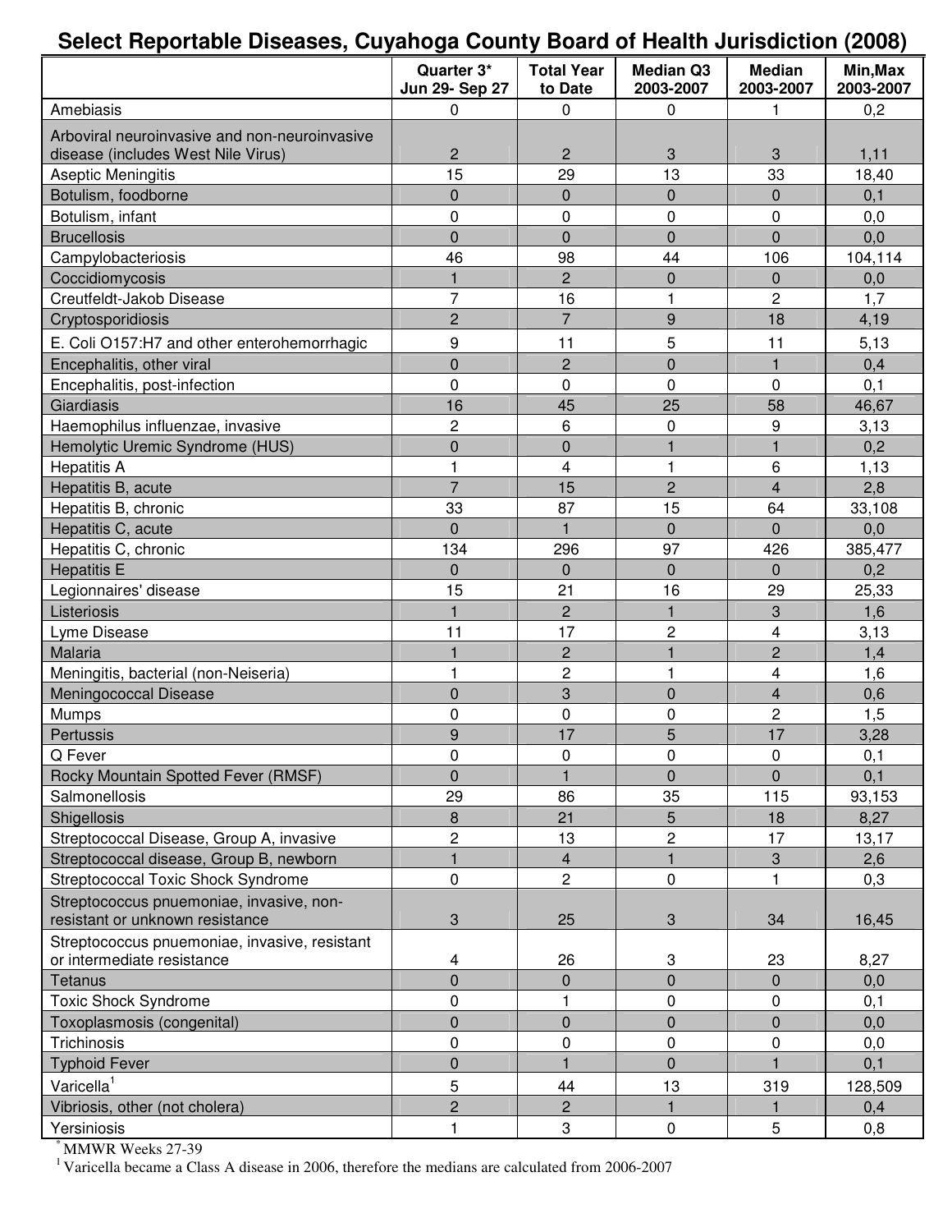# Select Reportable Diseases, Cuyahoga County Board of Health Jurisdiction (2008)

| | Quarter 3* Jun 29- Sep 27 | Total Year to Date | Median Q3 2003-2007 | Median 2003-2007 | Min,Max 2003-2007 |
|---|---|---|---|---|---|
| Amebiasis | 0 | 0 | 0 | 1 | 0,2 |
| Arboviral neuroinvasive and non-neuroinvasive disease (includes West Nile Virus) | 2 | 2 | 3 | 3 | 1,11 |
| Aseptic Meningitis | 15 | 29 | 13 | 33 | 18,40 |
| Botulism, foodborne | 0 | 0 | 0 | 0 | 0,1 |
| Botulism, infant | 0 | 0 | 0 | 0 | 0,0 |
| Brucellosis | 0 | 0 | 0 | 0 | 0,0 |
| Campylobacteriosis | 46 | 98 | 44 | 106 | 104,114 |
| Coccidiomycosis | 1 | 2 | 0 | 0 | 0,0 |
| Creutfeldt-Jakob Disease | 7 | 16 | 1 | 2 | 1,7 |
| Cryptosporidiosis | 2 | 7 | 9 | 18 | 4,19 |
| E. Coli O157:H7 and other enterohemorrhagic | 9 | 11 | 5 | 11 | 5,13 |
| Encephalitis, other viral | 0 | 2 | 0 | 1 | 0,4 |
| Encephalitis, post-infection | 0 | 0 | 0 | 0 | 0,1 |
| Giardiasis | 16 | 45 | 25 | 58 | 46,67 |
| Haemophilus influenzae, invasive | 2 | 6 | 0 | 9 | 3,13 |
| Hemolytic Uremic Syndrome (HUS) | 0 | 0 | 1 | 1 | 0,2 |
| Hepatitis A | 1 | 4 | 1 | 6 | 1,13 |
| Hepatitis B, acute | 7 | 15 | 2 | 4 | 2,8 |
| Hepatitis B, chronic | 33 | 87 | 15 | 64 | 33,108 |
| Hepatitis C, acute | 0 | 1 | 0 | 0 | 0,0 |
| Hepatitis C, chronic | 134 | 296 | 97 | 426 | 385,477 |
| Hepatitis E | 0 | 0 | 0 | 0 | 0,2 |
| Legionnaires' disease | 15 | 21 | 16 | 29 | 25,33 |
| Listeriosis | 1 | 2 | 1 | 3 | 1,6 |
| Lyme Disease | 11 | 17 | 2 | 4 | 3,13 |
| Malaria | 1 | 2 | 1 | 2 | 1,4 |
| Meningitis, bacterial (non-Neiseria) | 1 | 2 | 1 | 4 | 1,6 |
| Meningococcal Disease | 0 | 3 | 0 | 4 | 0,6 |
| Mumps | 0 | 0 | 0 | 2 | 1,5 |
| Pertussis | 9 | 17 | 5 | 17 | 3,28 |
| Q Fever | 0 | 0 | 0 | 0 | 0,1 |
| Rocky Mountain Spotted Fever (RMSF) | 0 | 1 | 0 | 0 | 0,1 |
| Salmonellosis | 29 | 86 | 35 | 115 | 93,153 |
| Shigellosis | 8 | 21 | 5 | 18 | 8,27 |
| Streptococcal Disease, Group A, invasive | 2 | 13 | 2 | 17 | 13,17 |
| Streptococcal disease, Group B, newborn | 1 | 4 | 1 | 3 | 2,6 |
| Streptococcal Toxic Shock Syndrome | 0 | 2 | 0 | 1 | 0,3 |
| Streptococcus pnuemoniae, invasive, non-resistant or unknown resistance | 3 | 25 | 3 | 34 | 16,45 |
| Streptococcus pnuemoniae, invasive, resistant or intermediate resistance | 4 | 26 | 3 | 23 | 8,27 |
| Tetanus | 0 | 0 | 0 | 0 | 0,0 |
| Toxic Shock Syndrome | 0 | 1 | 0 | 0 | 0,1 |
| Toxoplasmosis (congenital) | 0 | 0 | 0 | 0 | 0,0 |
| Trichinosis | 0 | 0 | 0 | 0 | 0,0 |
| Typhoid Fever | 0 | 1 | 0 | 1 | 0,1 |
| Varicella[1] | 5 | 44 | 13 | 319 | 128,509 |
| Vibriosis, other (not cholera) | 2 | 2 | 1 | 1 | 0,4 |
| Yersiniosis | 1 | 3 | 0 | 5 | 0,8 |

* MMWR Weeks 27-39

[1] Varicella became a Class A disease in 2006, therefore the medians are calculated from 2006-2007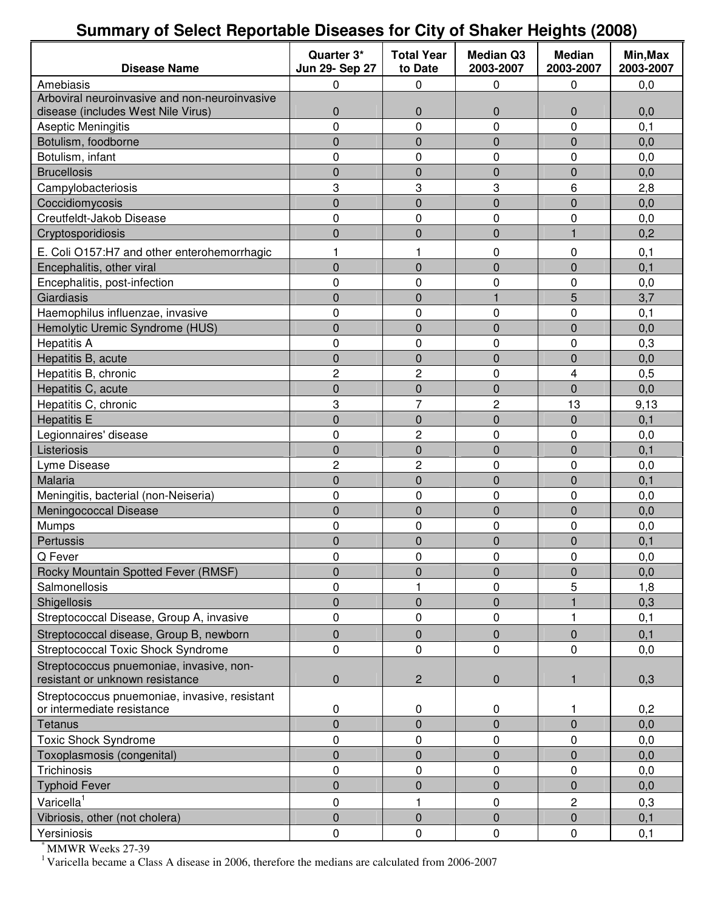# Summary of Select Reportable Diseases for City of Shaker Heights (2008)

| Disease Name | Quarter 3* Jun 29- Sep 27 | Total Year to Date | Median Q3 2003-2007 | Median 2003-2007 | Min,Max 2003-2007 |
|---|---|---|---|---|---|
| Amebiasis | 0 | 0 | 0 | 0 | 0,0 |
| Arboviral neuroinvasive and non-neuroinvasive disease (includes West Nile Virus) | 0 | 0 | 0 | 0 | 0,0 |
| Aseptic Meningitis | 0 | 0 | 0 | 0 | 0,1 |
| Botulism, foodborne | 0 | 0 | 0 | 0 | 0,0 |
| Botulism, infant | 0 | 0 | 0 | 0 | 0,0 |
| Brucellosis | 0 | 0 | 0 | 0 | 0,0 |
| Campylobacteriosis | 3 | 3 | 3 | 6 | 2,8 |
| Coccidiomycosis | 0 | 0 | 0 | 0 | 0,0 |
| Creutfeldt-Jakob Disease | 0 | 0 | 0 | 0 | 0,0 |
| Cryptosporidiosis | 0 | 0 | 0 | 1 | 0,2 |
| E. Coli O157:H7 and other enterohemorrhagic | 1 | 1 | 0 | 0 | 0,1 |
| Encephalitis, other viral | 0 | 0 | 0 | 0 | 0,1 |
| Encephalitis, post-infection | 0 | 0 | 0 | 0 | 0,0 |
| Giardiasis | 0 | 0 | 1 | 5 | 3,7 |
| Haemophilus influenzae, invasive | 0 | 0 | 0 | 0 | 0,1 |
| Hemolytic Uremic Syndrome (HUS) | 0 | 0 | 0 | 0 | 0,0 |
| Hepatitis A | 0 | 0 | 0 | 0 | 0,3 |
| Hepatitis B, acute | 0 | 0 | 0 | 0 | 0,0 |
| Hepatitis B, chronic | 2 | 2 | 0 | 4 | 0,5 |
| Hepatitis C, acute | 0 | 0 | 0 | 0 | 0,0 |
| Hepatitis C, chronic | 3 | 7 | 2 | 13 | 9,13 |
| Hepatitis E | 0 | 0 | 0 | 0 | 0,1 |
| Legionnaires' disease | 0 | 2 | 0 | 0 | 0,0 |
| Listeriosis | 0 | 0 | 0 | 0 | 0,1 |
| Lyme Disease | 2 | 2 | 0 | 0 | 0,0 |
| Malaria | 0 | 0 | 0 | 0 | 0,1 |
| Meningitis, bacterial (non-Neiseria) | 0 | 0 | 0 | 0 | 0,0 |
| Meningococcal Disease | 0 | 0 | 0 | 0 | 0,0 |
| Mumps | 0 | 0 | 0 | 0 | 0,0 |
| Pertussis | 0 | 0 | 0 | 0 | 0,1 |
| Q Fever | 0 | 0 | 0 | 0 | 0,0 |
| Rocky Mountain Spotted Fever (RMSF) | 0 | 0 | 0 | 0 | 0,0 |
| Salmonellosis | 0 | 1 | 0 | 5 | 1,8 |
| Shigellosis | 0 | 0 | 0 | 1 | 0,3 |
| Streptococcal Disease, Group A, invasive | 0 | 0 | 0 | 1 | 0,1 |
| Streptococcal disease, Group B, newborn | 0 | 0 | 0 | 0 | 0,1 |
| Streptococcal Toxic Shock Syndrome | 0 | 0 | 0 | 0 | 0,0 |
| Streptococcus pnuemoniae, invasive, non-resistant or unknown resistance | 0 | 2 | 0 | 1 | 0,3 |
| Streptococcus pnuemoniae, invasive, resistant or intermediate resistance | 0 | 0 | 0 | 1 | 0,2 |
| Tetanus | 0 | 0 | 0 | 0 | 0,0 |
| Toxic Shock Syndrome | 0 | 0 | 0 | 0 | 0,0 |
| Toxoplasmosis (congenital) | 0 | 0 | 0 | 0 | 0,0 |
| Trichinosis | 0 | 0 | 0 | 0 | 0,0 |
| Typhoid Fever | 0 | 0 | 0 | 0 | 0,0 |
| Varicella[1] | 0 | 1 | 0 | 2 | 0,3 |
| Vibriosis, other (not cholera) | 0 | 0 | 0 | 0 | 0,1 |
| Yersiniosis | 0 | 0 | 0 | 0 | 0,1 |

\* MMWR Weeks 27-39

[1] Varicella became a Class A disease in 2006, therefore the medians are calculated from 2006-2007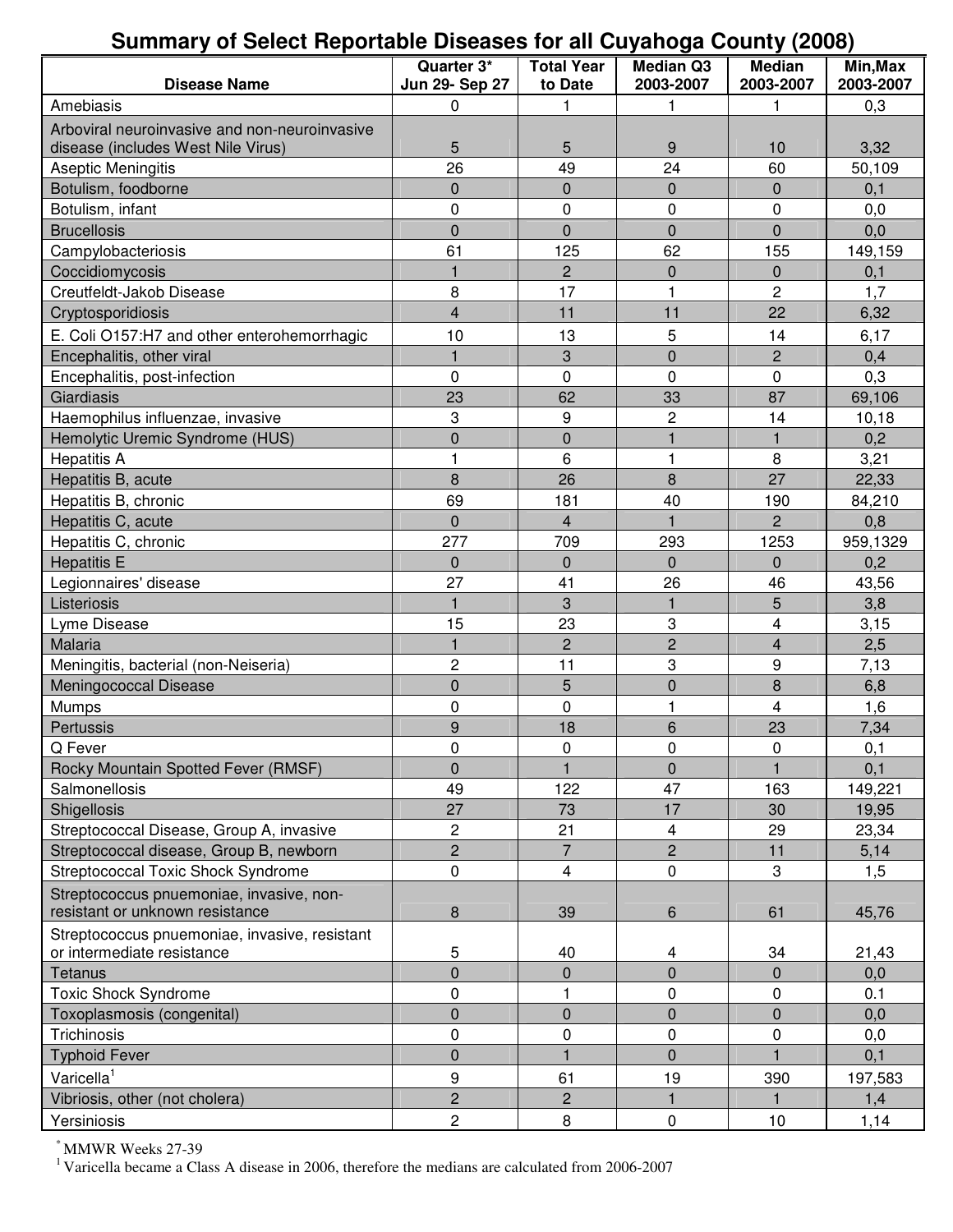# Summary of Select Reportable Diseases for all Cuyahoga County (2008)

| Disease Name | Quarter 3* Jun 29- Sep 27 | Total Year to Date | Median Q3 2003-2007 | Median 2003-2007 | Min,Max 2003-2007 |
|---|---|---|---|---|---|
| Amebiasis | 0 | 1 | 1 | 1 | 0,3 |
| Arboviral neuroinvasive and non-neuroinvasive disease (includes West Nile Virus) | 5 | 5 | 9 | 10 | 3,32 |
| Aseptic Meningitis | 26 | 49 | 24 | 60 | 50,109 |
| Botulism, foodborne | 0 | 0 | 0 | 0 | 0,1 |
| Botulism, infant | 0 | 0 | 0 | 0 | 0,0 |
| Brucellosis | 0 | 0 | 0 | 0 | 0,0 |
| Campylobacteriosis | 61 | 125 | 62 | 155 | 149,159 |
| Coccidiomycosis | 1 | 2 | 0 | 0 | 0,1 |
| Creutfeldt-Jakob Disease | 8 | 17 | 1 | 2 | 1,7 |
| Cryptosporidiosis | 4 | 11 | 11 | 22 | 6,32 |
| E. Coli O157:H7 and other enterohemorrhagic | 10 | 13 | 5 | 14 | 6,17 |
| Encephalitis, other viral | 1 | 3 | 0 | 2 | 0,4 |
| Encephalitis, post-infection | 0 | 0 | 0 | 0 | 0,3 |
| Giardiasis | 23 | 62 | 33 | 87 | 69,106 |
| Haemophilus influenzae, invasive | 3 | 9 | 2 | 14 | 10,18 |
| Hemolytic Uremic Syndrome (HUS) | 0 | 0 | 1 | 1 | 0,2 |
| Hepatitis A | 1 | 6 | 1 | 8 | 3,21 |
| Hepatitis B, acute | 8 | 26 | 8 | 27 | 22,33 |
| Hepatitis B, chronic | 69 | 181 | 40 | 190 | 84,210 |
| Hepatitis C, acute | 0 | 4 | 1 | 2 | 0,8 |
| Hepatitis C, chronic | 277 | 709 | 293 | 1253 | 959,1329 |
| Hepatitis E | 0 | 0 | 0 | 0 | 0,2 |
| Legionnaires' disease | 27 | 41 | 26 | 46 | 43,56 |
| Listeriosis | 1 | 3 | 1 | 5 | 3,8 |
| Lyme Disease | 15 | 23 | 3 | 4 | 3,15 |
| Malaria | 1 | 2 | 2 | 4 | 2,5 |
| Meningitis, bacterial (non-Neiseria) | 2 | 11 | 3 | 9 | 7,13 |
| Meningococcal Disease | 0 | 5 | 0 | 8 | 6,8 |
| Mumps | 0 | 0 | 1 | 4 | 1,6 |
| Pertussis | 9 | 18 | 6 | 23 | 7,34 |
| Q Fever | 0 | 0 | 0 | 0 | 0,1 |
| Rocky Mountain Spotted Fever (RMSF) | 0 | 1 | 0 | 1 | 0,1 |
| Salmonellosis | 49 | 122 | 47 | 163 | 149,221 |
| Shigellosis | 27 | 73 | 17 | 30 | 19,95 |
| Streptococcal Disease, Group A, invasive | 2 | 21 | 4 | 29 | 23,34 |
| Streptococcal disease, Group B, newborn | 2 | 7 | 2 | 11 | 5,14 |
| Streptococcal Toxic Shock Syndrome | 0 | 4 | 0 | 3 | 1,5 |
| Streptococcus pnuemoniae, invasive, non-resistant or unknown resistance | 8 | 39 | 6 | 61 | 45,76 |
| Streptococcus pnuemoniae, invasive, resistant or intermediate resistance | 5 | 40 | 4 | 34 | 21,43 |
| Tetanus | 0 | 0 | 0 | 0 | 0,0 |
| Toxic Shock Syndrome | 0 | 1 | 0 | 0 | 0.1 |
| Toxoplasmosis (congenital) | 0 | 0 | 0 | 0 | 0,0 |
| Trichinosis | 0 | 0 | 0 | 0 | 0,0 |
| Typhoid Fever | 0 | 1 | 0 | 1 | 0,1 |
| Varicella[1] | 9 | 61 | 19 | 390 | 197,583 |
| Vibriosis, other (not cholera) | 2 | 2 | 1 | 1 | 1,4 |
| Yersiniosis | 2 | 8 | 0 | 10 | 1,14 |

* MMWR Weeks 27-39

[1] Varicella became a Class A disease in 2006, therefore the medians are calculated from 2006-2007